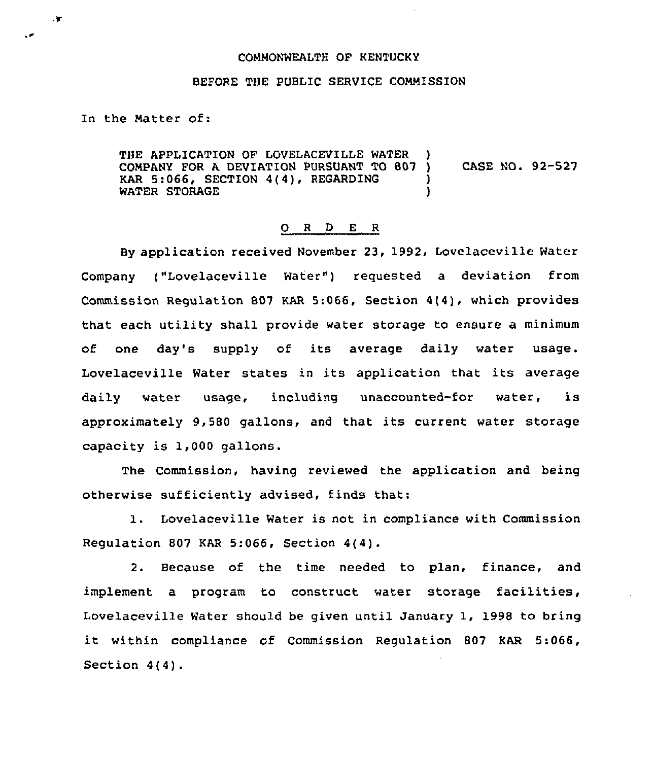COMMONWEALTH OF KENTUCKY

BEFORE THE PUBLIC SERVICE COMMISSION

In the Matter of:

THE APPLICATION OF LOVELACEVILLE WATER COMPANY FOR A DEVIATION PURSUANT TO 807 KAR 5:066, SECTION 4(4), REGARDING WATER STORAGE ) CASE NO. 92-527

O R D E R

By application received November 23, 1992, Lovelaceville Water Company ("Lovelaceville Water") requested a deviation from Commission Regulation 807 KAR 5:066, Section 4(4), which provides that each utility shall provide water storage to ensure a minimum of one day's supply of its average daily water usage. Lovelaceville Water states in its application that its average daily water usage, including unaccounted-for water, is approximately 9,580 gallons, and that its current water storage capacity is 1,000 gallons.

The Commission, having reviewed the application and being otherwise sufficiently advised, finds that:

1. Lovelaceville Water is not in compliance with Commission Regulation 807 KAR 5:066, Section 4(4).

2. Because of the time needed to plan, finance, and implement a program to construct water storage facilities, Lovelaceville Water should be given until January 1, 1998 to bring it within compliance of Commission Regulation 807 KAR 5:066, Section 4(4).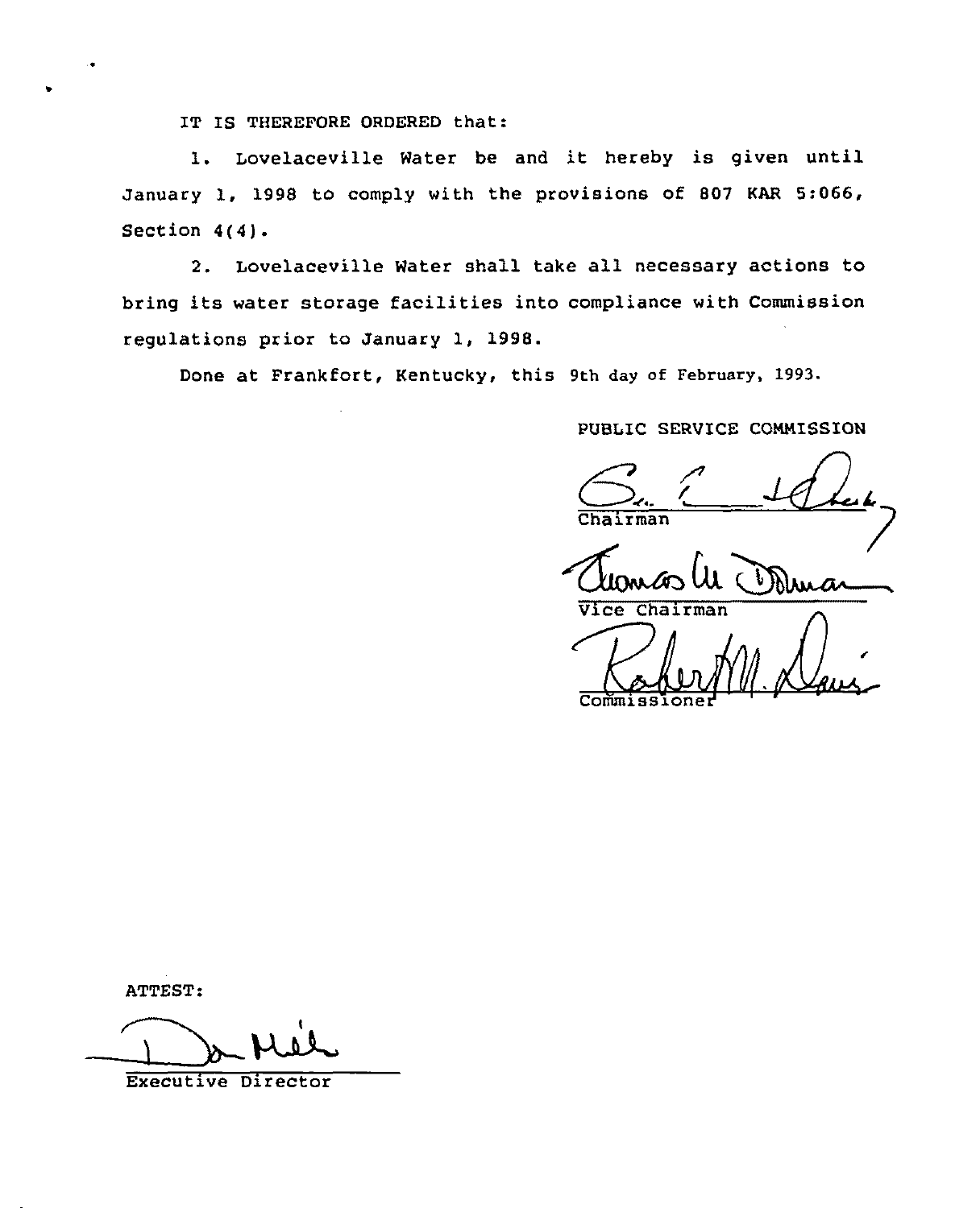IT IS THEREFORE ORDERED that:

1. Lovelaceville Water be and it hereby is given until January 1, 1998 to comply with the provisions of 807 KAR 5:066, Section 4(4).

2. Lovelaceville Water shall take all necessary actions to bring its water storage facilities into compliance with Commission regulations prior to January 1, 1998.

Done at Frankfort, Kentucky, this 9th day of February, 1993.

PUBLIC SERVICE COMMISSION

Chairman

Vice Chairman

Commissioner

ATTEST:

Executive Director